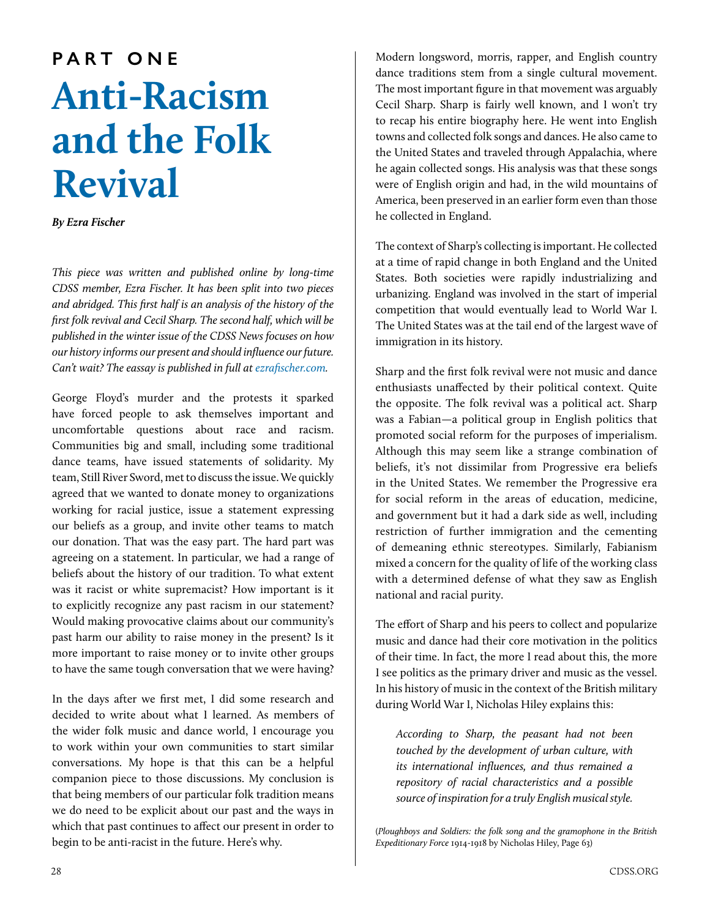# PART ONE

# Anti-Racism and the Folk Revival

***By Ezra Fischer***

*This piece was written and published online by long-time CDSS member, Ezra Fischer. It has been split into two pieces and abridged. This first half is an analysis of the history of the first folk revival and Cecil Sharp. The second half, which will be published in the winter issue of the CDSS News focuses on how our history informs our present and should influence our future. Can't wait? The eassay is published in full at ezrafischer.com.*

George Floyd's murder and the protests it sparked have forced people to ask themselves important and uncomfortable questions about race and racism. Communities big and small, including some traditional dance teams, have issued statements of solidarity. My team, Still River Sword, met to discuss the issue. We quickly agreed that we wanted to donate money to organizations working for racial justice, issue a statement expressing our beliefs as a group, and invite other teams to match our donation. That was the easy part. The hard part was agreeing on a statement. In particular, we had a range of beliefs about the history of our tradition. To what extent was it racist or white supremacist? How important is it to explicitly recognize any past racism in our statement? Would making provocative claims about our community's past harm our ability to raise money in the present? Is it more important to raise money or to invite other groups to have the same tough conversation that we were having?

In the days after we first met, I did some research and decided to write about what I learned. As members of the wider folk music and dance world, I encourage you to work within your own communities to start similar conversations. My hope is that this can be a helpful companion piece to those discussions. My conclusion is that being members of our particular folk tradition means we do need to be explicit about our past and the ways in which that past continues to affect our present in order to begin to be anti-racist in the future. Here's why.

Modern longsword, morris, rapper, and English country dance traditions stem from a single cultural movement. The most important figure in that movement was arguably Cecil Sharp. Sharp is fairly well known, and I won't try to recap his entire biography here. He went into English towns and collected folk songs and dances. He also came to the United States and traveled through Appalachia, where he again collected songs. His analysis was that these songs were of English origin and had, in the wild mountains of America, been preserved in an earlier form even than those he collected in England.

The context of Sharp's collecting is important. He collected at a time of rapid change in both England and the United States. Both societies were rapidly industrializing and urbanizing. England was involved in the start of imperial competition that would eventually lead to World War I. The United States was at the tail end of the largest wave of immigration in its history.

Sharp and the first folk revival were not music and dance enthusiasts unaffected by their political context. Quite the opposite. The folk revival was a political act. Sharp was a Fabian—a political group in English politics that promoted social reform for the purposes of imperialism. Although this may seem like a strange combination of beliefs, it's not dissimilar from Progressive era beliefs in the United States. We remember the Progressive era for social reform in the areas of education, medicine, and government but it had a dark side as well, including restriction of further immigration and the cementing of demeaning ethnic stereotypes. Similarly, Fabianism mixed a concern for the quality of life of the working class with a determined defense of what they saw as English national and racial purity.

The effort of Sharp and his peers to collect and popularize music and dance had their core motivation in the politics of their time. In fact, the more I read about this, the more I see politics as the primary driver and music as the vessel. In his history of music in the context of the British military during World War I, Nicholas Hiley explains this:

> *According to Sharp, the peasant had not been touched by the development of urban culture, with its international influences, and thus remained a repository of racial characteristics and a possible source of inspiration for a truly English musical style.*

(*Ploughboys and Soldiers: the folk song and the gramophone in the British Expeditionary Force* 1914-1918 by Nicholas Hiley, Page 63)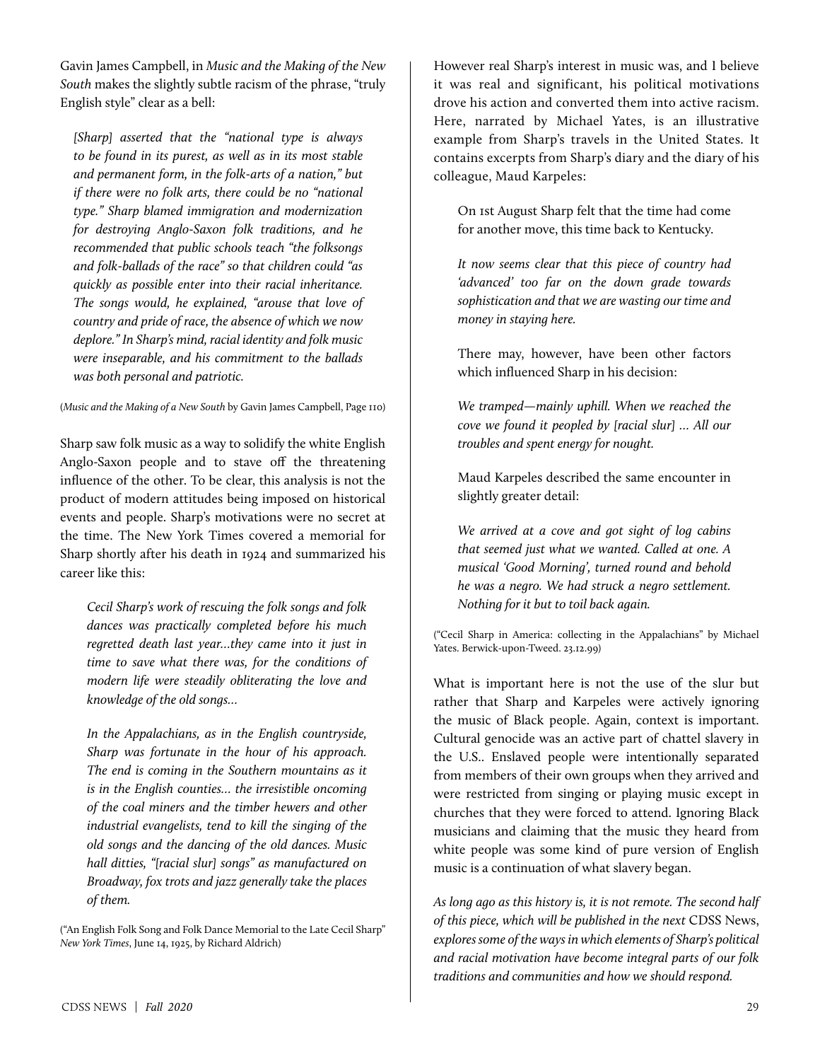Gavin James Campbell, in *Music and the Making of the New South* makes the slightly subtle racism of the phrase, "truly English style" clear as a bell:

> *[Sharp] asserted that the "national type is always to be found in its purest, as well as in its most stable and permanent form, in the folk-arts of a nation," but if there were no folk arts, there could be no "national type." Sharp blamed immigration and modernization for destroying Anglo-Saxon folk traditions, and he recommended that public schools teach "the folksongs and folk-ballads of the race" so that children could "as quickly as possible enter into their racial inheritance. The songs would, he explained, "arouse that love of country and pride of race, the absence of which we now deplore." In Sharp's mind, racial identity and folk music were inseparable, and his commitment to the ballads was both personal and patriotic.*

(*Music and the Making of a New South* by Gavin James Campbell, Page 110)

Sharp saw folk music as a way to solidify the white English Anglo-Saxon people and to stave off the threatening influence of the other. To be clear, this analysis is not the product of modern attitudes being imposed on historical events and people. Sharp's motivations were no secret at the time. The New York Times covered a memorial for Sharp shortly after his death in 1924 and summarized his career like this:

> *Cecil Sharp's work of rescuing the folk songs and folk dances was practically completed before his much regretted death last year...they came into it just in time to save what there was, for the conditions of modern life were steadily obliterating the love and knowledge of the old songs...*
>
> *In the Appalachians, as in the English countryside, Sharp was fortunate in the hour of his approach. The end is coming in the Southern mountains as it is in the English counties... the irresistible oncoming of the coal miners and the timber hewers and other industrial evangelists, tend to kill the singing of the old songs and the dancing of the old dances. Music hall ditties, "[racial slur] songs" as manufactured on Broadway, fox trots and jazz generally take the places of them.*

("An English Folk Song and Folk Dance Memorial to the Late Cecil Sharp" *New York Times*, June 14, 1925, by Richard Aldrich)

However real Sharp's interest in music was, and I believe it was real and significant, his political motivations drove his action and converted them into active racism. Here, narrated by Michael Yates, is an illustrative example from Sharp's travels in the United States. It contains excerpts from Sharp's diary and the diary of his colleague, Maud Karpeles:

> On 1st August Sharp felt that the time had come for another move, this time back to Kentucky.
>
> *It now seems clear that this piece of country had 'advanced' too far on the down grade towards sophistication and that we are wasting our time and money in staying here.*
>
> There may, however, have been other factors which influenced Sharp in his decision:
>
> *We tramped—mainly uphill. When we reached the cove we found it peopled by [racial slur] ... All our troubles and spent energy for nought.*
>
> Maud Karpeles described the same encounter in slightly greater detail:
>
> *We arrived at a cove and got sight of log cabins that seemed just what we wanted. Called at one. A musical 'Good Morning', turned round and behold he was a negro. We had struck a negro settlement. Nothing for it but to toil back again.*

("Cecil Sharp in America: collecting in the Appalachians" by Michael Yates. Berwick-upon-Tweed. 23.12.99)

What is important here is not the use of the slur but rather that Sharp and Karpeles were actively ignoring the music of Black people. Again, context is important. Cultural genocide was an active part of chattel slavery in the U.S.. Enslaved people were intentionally separated from members of their own groups when they arrived and were restricted from singing or playing music except in churches that they were forced to attend. Ignoring Black musicians and claiming that the music they heard from white people was some kind of pure version of English music is a continuation of what slavery began.

*As long ago as this history is, it is not remote. The second half of this piece, which will be published in the next* CDSS News, *explores some of the ways in which elements of Sharp's political and racial motivation have become integral parts of our folk traditions and communities and how we should respond.*